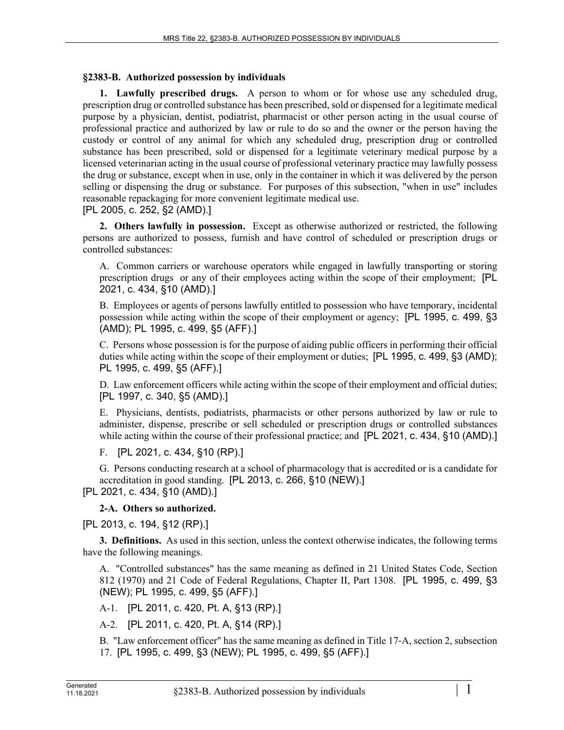## §2383-B. Authorized possession by individuals

**1. Lawfully prescribed drugs.** A person to whom or for whose use any scheduled drug, prescription drug or controlled substance has been prescribed, sold or dispensed for a legitimate medical purpose by a physician, dentist, podiatrist, pharmacist or other person acting in the usual course of professional practice and authorized by law or rule to do so and the owner or the person having the custody or control of any animal for which any scheduled drug, prescription drug or controlled substance has been prescribed, sold or dispensed for a legitimate veterinary medical purpose by a licensed veterinarian acting in the usual course of professional veterinary practice may lawfully possess the drug or substance, except when in use, only in the container in which it was delivered by the person selling or dispensing the drug or substance. For purposes of this subsection, "when in use" includes reasonable repackaging for more convenient legitimate medical use.

[PL 2005, c. 252, §2 (AMD).]

**2. Others lawfully in possession.** Except as otherwise authorized or restricted, the following persons are authorized to possess, furnish and have control of scheduled or prescription drugs or controlled substances:

A. Common carriers or warehouse operators while engaged in lawfully transporting or storing prescription drugs or any of their employees acting within the scope of their employment; [PL 2021, c. 434, §10 (AMD).]

B. Employees or agents of persons lawfully entitled to possession who have temporary, incidental possession while acting within the scope of their employment or agency; [PL 1995, c. 499, §3 (AMD); PL 1995, c. 499, §5 (AFF).]

C. Persons whose possession is for the purpose of aiding public officers in performing their official duties while acting within the scope of their employment or duties; [PL 1995, c. 499, §3 (AMD); PL 1995, c. 499, §5 (AFF).]

D. Law enforcement officers while acting within the scope of their employment and official duties; [PL 1997, c. 340, §5 (AMD).]

E. Physicians, dentists, podiatrists, pharmacists or other persons authorized by law or rule to administer, dispense, prescribe or sell scheduled or prescription drugs or controlled substances while acting within the course of their professional practice; and [PL 2021, c. 434, §10 (AMD).]

F. [PL 2021, c. 434, §10 (RP).]

G. Persons conducting research at a school of pharmacology that is accredited or is a candidate for accreditation in good standing. [PL 2013, c. 266, §10 (NEW).]

[PL 2021, c. 434, §10 (AMD).]

**2-A. Others so authorized.**

[PL 2013, c. 194, §12 (RP).]

**3. Definitions.** As used in this section, unless the context otherwise indicates, the following terms have the following meanings.

A. "Controlled substances" has the same meaning as defined in 21 United States Code, Section 812 (1970) and 21 Code of Federal Regulations, Chapter II, Part 1308. [PL 1995, c. 499, §3 (NEW); PL 1995, c. 499, §5 (AFF).]

A-1. [PL 2011, c. 420, Pt. A, §13 (RP).]

A-2. [PL 2011, c. 420, Pt. A, §14 (RP).]

B. "Law enforcement officer" has the same meaning as defined in Title 17-A, section 2, subsection 17. [PL 1995, c. 499, §3 (NEW); PL 1995, c. 499, §5 (AFF).]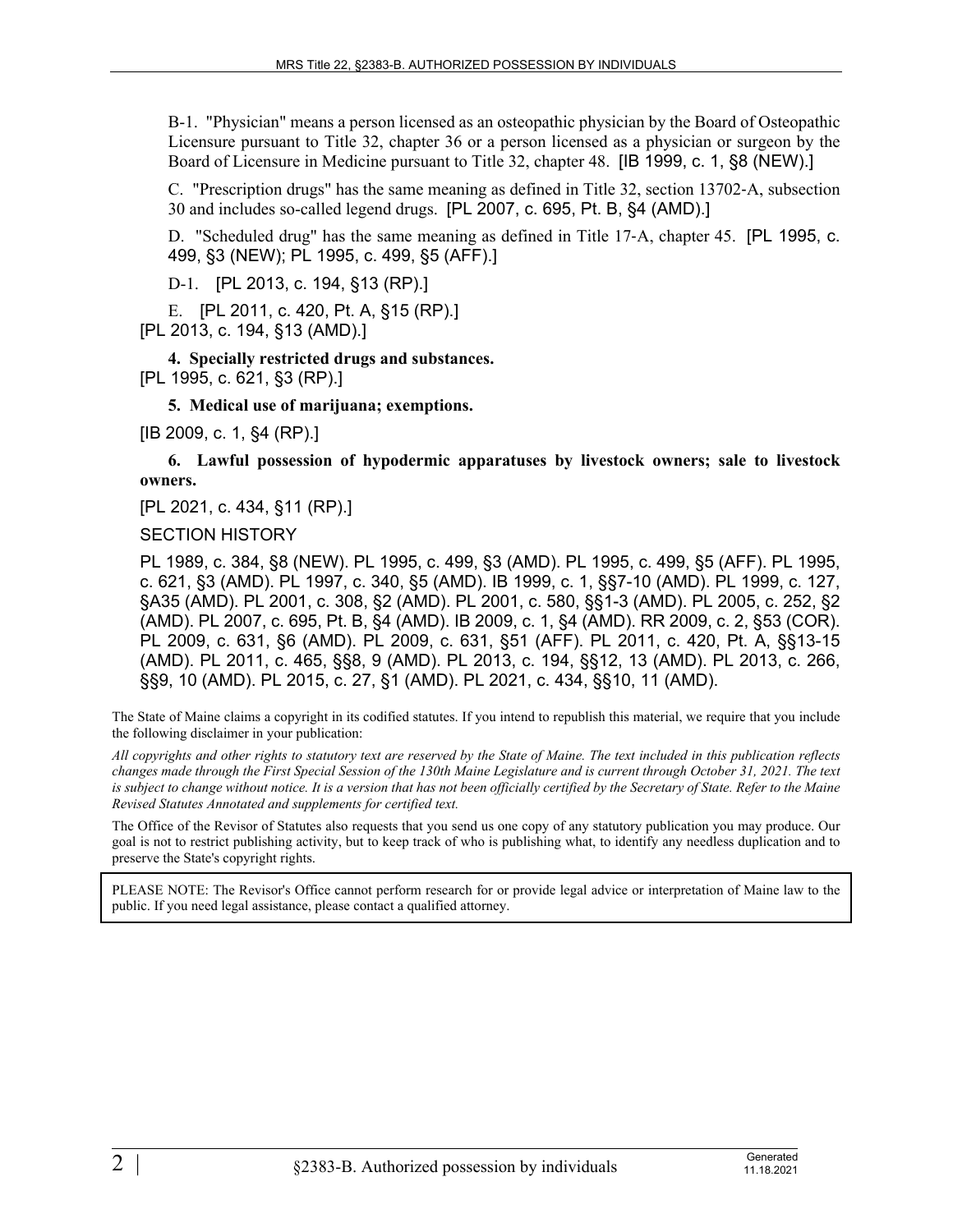B-1. "Physician" means a person licensed as an osteopathic physician by the Board of Osteopathic Licensure pursuant to Title 32, chapter 36 or a person licensed as a physician or surgeon by the Board of Licensure in Medicine pursuant to Title 32, chapter 48. [IB 1999, c. 1, §8 (NEW).]

C. "Prescription drugs" has the same meaning as defined in Title 32, section 13702-A, subsection 30 and includes so-called legend drugs. [PL 2007, c. 695, Pt. B, §4 (AMD).]

D. "Scheduled drug" has the same meaning as defined in Title 17-A, chapter 45. [PL 1995, c. 499, §3 (NEW); PL 1995, c. 499, §5 (AFF).]

D-1. [PL 2013, c. 194, §13 (RP).]

E. [PL 2011, c. 420, Pt. A, §15 (RP).]

[PL 2013, c. 194, §13 (AMD).]

**4. Specially restricted drugs and substances.**

[PL 1995, c. 621, §3 (RP).]

**5. Medical use of marijuana; exemptions.**

[IB 2009, c. 1, §4 (RP).]

**6. Lawful possession of hypodermic apparatuses by livestock owners; sale to livestock owners.**

[PL 2021, c. 434, §11 (RP).]

SECTION HISTORY

PL 1989, c. 384, §8 (NEW). PL 1995, c. 499, §3 (AMD). PL 1995, c. 499, §5 (AFF). PL 1995, c. 621, §3 (AMD). PL 1997, c. 340, §5 (AMD). IB 1999, c. 1, §§7-10 (AMD). PL 1999, c. 127, §A35 (AMD). PL 2001, c. 308, §2 (AMD). PL 2001, c. 580, §§1-3 (AMD). PL 2005, c. 252, §2 (AMD). PL 2007, c. 695, Pt. B, §4 (AMD). IB 2009, c. 1, §4 (AMD). RR 2009, c. 2, §53 (COR). PL 2009, c. 631, §6 (AMD). PL 2009, c. 631, §51 (AFF). PL 2011, c. 420, Pt. A, §§13-15 (AMD). PL 2011, c. 465, §§8, 9 (AMD). PL 2013, c. 194, §§12, 13 (AMD). PL 2013, c. 266, §§9, 10 (AMD). PL 2015, c. 27, §1 (AMD). PL 2021, c. 434, §§10, 11 (AMD).

The State of Maine claims a copyright in its codified statutes. If you intend to republish this material, we require that you include the following disclaimer in your publication:

*All copyrights and other rights to statutory text are reserved by the State of Maine. The text included in this publication reflects changes made through the First Special Session of the 130th Maine Legislature and is current through October 31, 2021. The text is subject to change without notice. It is a version that has not been officially certified by the Secretary of State. Refer to the Maine Revised Statutes Annotated and supplements for certified text.*

The Office of the Revisor of Statutes also requests that you send us one copy of any statutory publication you may produce. Our goal is not to restrict publishing activity, but to keep track of who is publishing what, to identify any needless duplication and to preserve the State's copyright rights.

PLEASE NOTE: The Revisor's Office cannot perform research for or provide legal advice or interpretation of Maine law to the public. If you need legal assistance, please contact a qualified attorney.